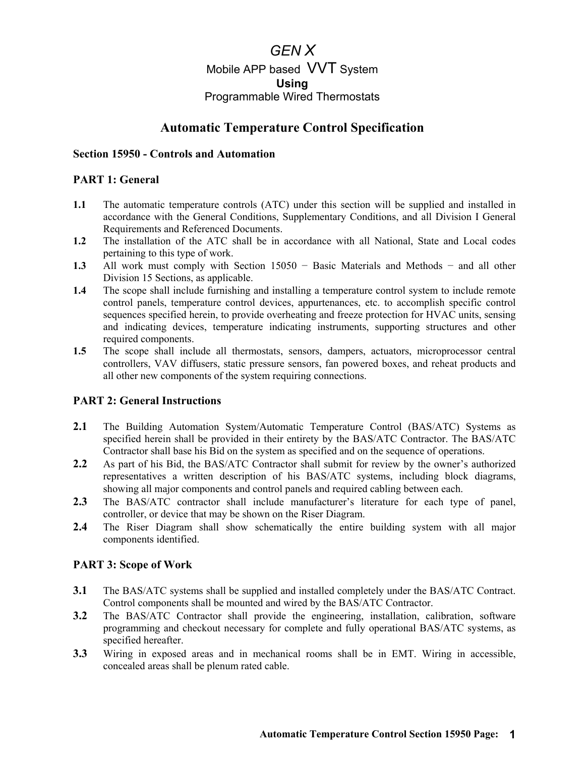# *GEN X*

Mobile APP based VVT System

**Using**

Programmable Wired Thermostats

## Automatic Temperature Control Specification

### Section 15950 - Controls and Automation

### PART 1: General

**1.1** The automatic temperature controls (ATC) under this section will be supplied and installed in accordance with the General Conditions, Supplementary Conditions, and all Division I General Requirements and Referenced Documents.

**1.2** The installation of the ATC shall be in accordance with all National, State and Local codes pertaining to this type of work.

**1.3** All work must comply with Section 15050 − Basic Materials and Methods − and all other Division 15 Sections, as applicable.

**1.4** The scope shall include furnishing and installing a temperature control system to include remote control panels, temperature control devices, appurtenances, etc. to accomplish specific control sequences specified herein, to provide overheating and freeze protection for HVAC units, sensing and indicating devices, temperature indicating instruments, supporting structures and other required components.

**1.5** The scope shall include all thermostats, sensors, dampers, actuators, microprocessor central controllers, VAV diffusers, static pressure sensors, fan powered boxes, and reheat products and all other new components of the system requiring connections.

### PART 2: General Instructions

**2.1** The Building Automation System/Automatic Temperature Control (BAS/ATC) Systems as specified herein shall be provided in their entirety by the BAS/ATC Contractor. The BAS/ATC Contractor shall base his Bid on the system as specified and on the sequence of operations.

**2.2** As part of his Bid, the BAS/ATC Contractor shall submit for review by the owner's authorized representatives a written description of his BAS/ATC systems, including block diagrams, showing all major components and control panels and required cabling between each.

**2.3** The BAS/ATC contractor shall include manufacturer's literature for each type of panel, controller, or device that may be shown on the Riser Diagram.

**2.4** The Riser Diagram shall show schematically the entire building system with all major components identified.

### PART 3: Scope of Work

**3.1** The BAS/ATC systems shall be supplied and installed completely under the BAS/ATC Contract. Control components shall be mounted and wired by the BAS/ATC Contractor.

**3.2** The BAS/ATC Contractor shall provide the engineering, installation, calibration, software programming and checkout necessary for complete and fully operational BAS/ATC systems, as specified hereafter.

**3.3** Wiring in exposed areas and in mechanical rooms shall be in EMT. Wiring in accessible, concealed areas shall be plenum rated cable.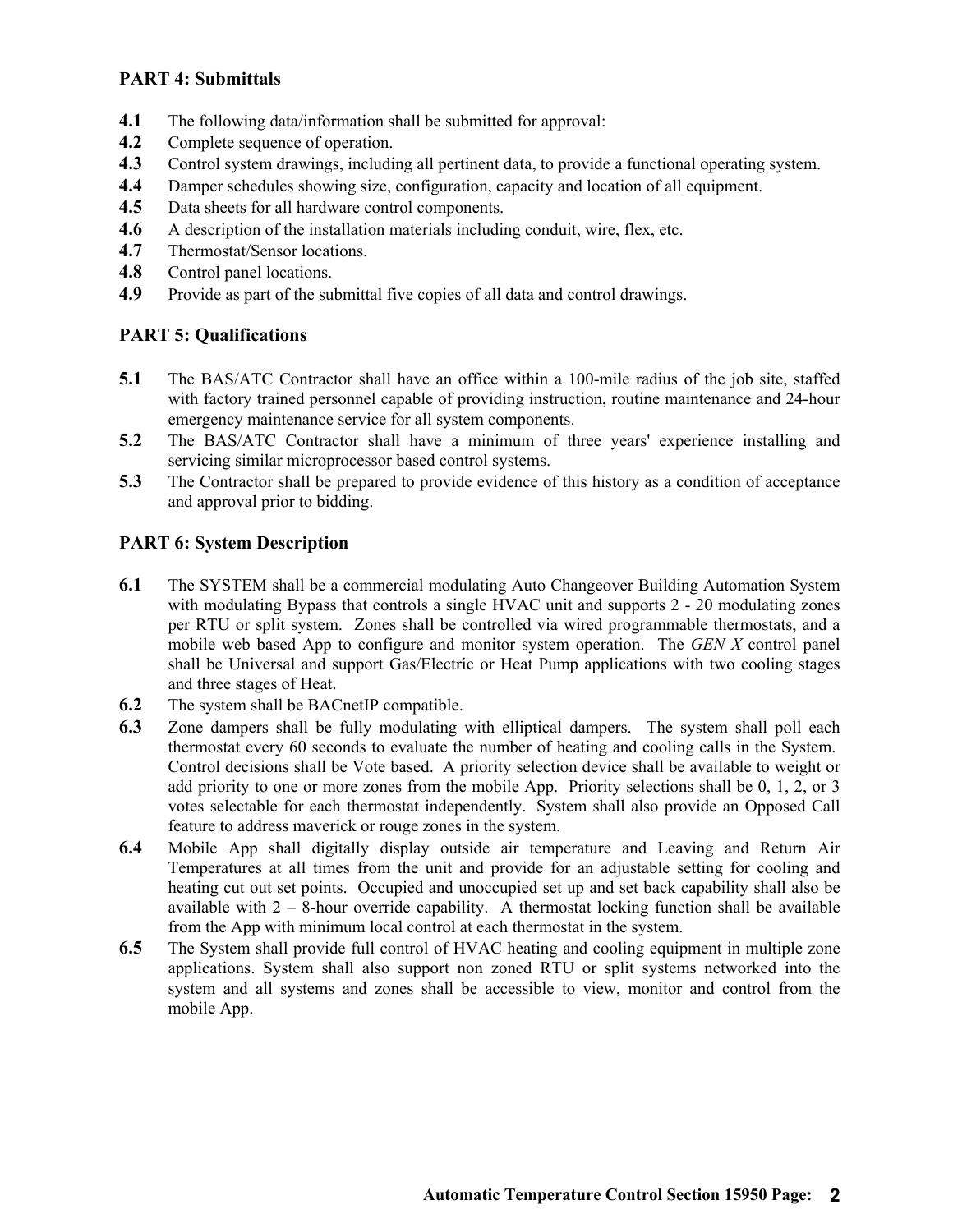## PART 4: Submittals

**4.1** The following data/information shall be submitted for approval:
**4.2** Complete sequence of operation.
**4.3** Control system drawings, including all pertinent data, to provide a functional operating system.
**4.4** Damper schedules showing size, configuration, capacity and location of all equipment.
**4.5** Data sheets for all hardware control components.
**4.6** A description of the installation materials including conduit, wire, flex, etc.
**4.7** Thermostat/Sensor locations.
**4.8** Control panel locations.
**4.9** Provide as part of the submittal five copies of all data and control drawings.

## PART 5: Qualifications

**5.1** The BAS/ATC Contractor shall have an office within a 100-mile radius of the job site, staffed with factory trained personnel capable of providing instruction, routine maintenance and 24-hour emergency maintenance service for all system components.
**5.2** The BAS/ATC Contractor shall have a minimum of three years' experience installing and servicing similar microprocessor based control systems.
**5.3** The Contractor shall be prepared to provide evidence of this history as a condition of acceptance and approval prior to bidding.

## PART 6: System Description

**6.1** The SYSTEM shall be a commercial modulating Auto Changeover Building Automation System with modulating Bypass that controls a single HVAC unit and supports 2 - 20 modulating zones per RTU or split system. Zones shall be controlled via wired programmable thermostats, and a mobile web based App to configure and monitor system operation. The *GEN X* control panel shall be Universal and support Gas/Electric or Heat Pump applications with two cooling stages and three stages of Heat.
**6.2** The system shall be BACnetIP compatible.
**6.3** Zone dampers shall be fully modulating with elliptical dampers. The system shall poll each thermostat every 60 seconds to evaluate the number of heating and cooling calls in the System. Control decisions shall be Vote based. A priority selection device shall be available to weight or add priority to one or more zones from the mobile App. Priority selections shall be 0, 1, 2, or 3 votes selectable for each thermostat independently. System shall also provide an Opposed Call feature to address maverick or rouge zones in the system.
**6.4** Mobile App shall digitally display outside air temperature and Leaving and Return Air Temperatures at all times from the unit and provide for an adjustable setting for cooling and heating cut out set points. Occupied and unoccupied set up and set back capability shall also be available with 2 – 8-hour override capability. A thermostat locking function shall be available from the App with minimum local control at each thermostat in the system.
**6.5** The System shall provide full control of HVAC heating and cooling equipment in multiple zone applications. System shall also support non zoned RTU or split systems networked into the system and all systems and zones shall be accessible to view, monitor and control from the mobile App.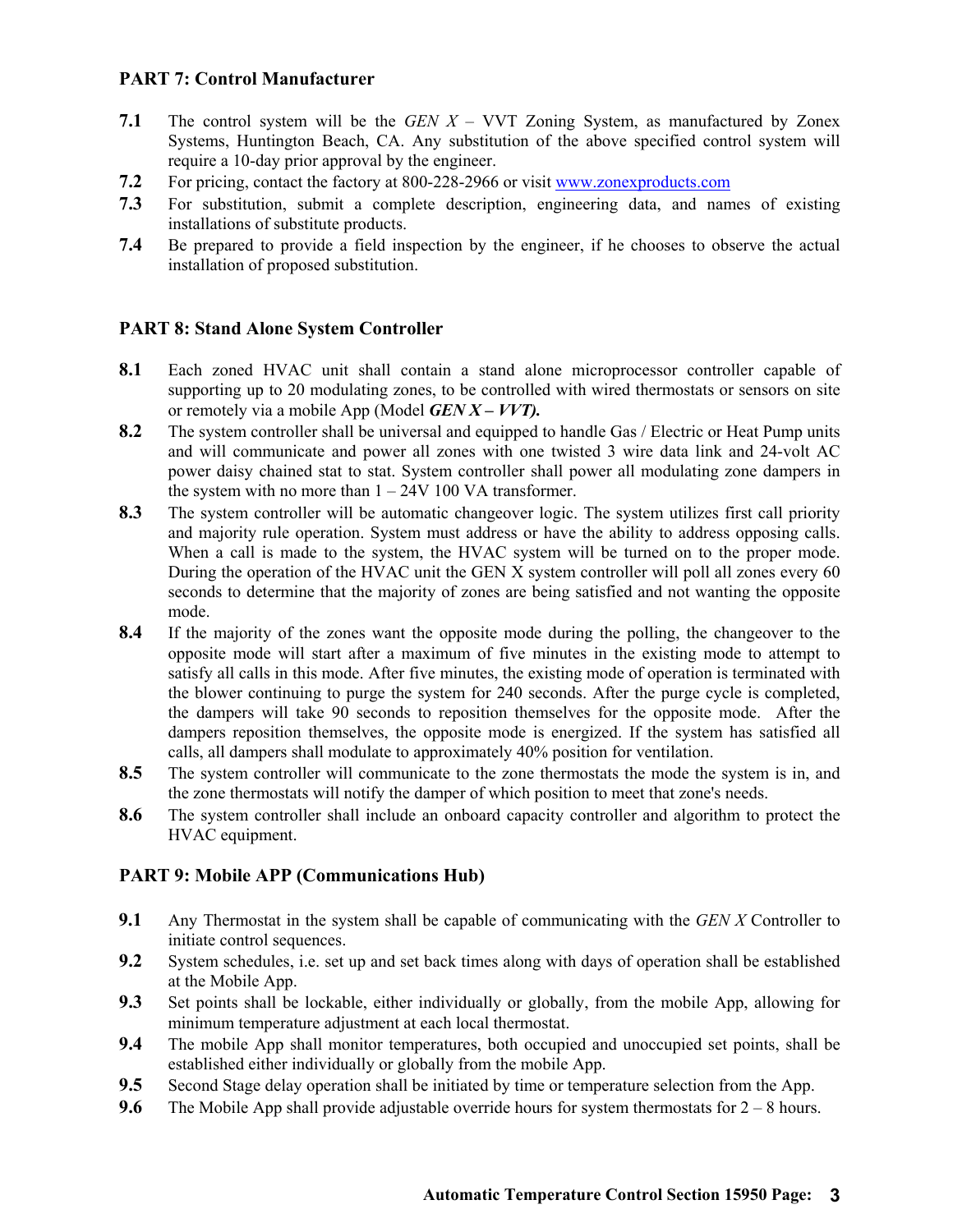### PART 7: Control Manufacturer

**7.1** The control system will be the *GEN X* – VVT Zoning System, as manufactured by Zonex Systems, Huntington Beach, CA. Any substitution of the above specified control system will require a 10-day prior approval by the engineer.

**7.2** For pricing, contact the factory at 800-228-2966 or visit [www.zonexproducts.com](http://www.zonexproducts.com)

**7.3** For substitution, submit a complete description, engineering data, and names of existing installations of substitute products.

**7.4** Be prepared to provide a field inspection by the engineer, if he chooses to observe the actual installation of proposed substitution.

### PART 8: Stand Alone System Controller

**8.1** Each zoned HVAC unit shall contain a stand alone microprocessor controller capable of supporting up to 20 modulating zones, to be controlled with wired thermostats or sensors on site or remotely via a mobile App (Model ***GEN X – VVT).***

**8.2** The system controller shall be universal and equipped to handle Gas / Electric or Heat Pump units and will communicate and power all zones with one twisted 3 wire data link and 24-volt AC power daisy chained stat to stat. System controller shall power all modulating zone dampers in the system with no more than 1 – 24V 100 VA transformer.

**8.3** The system controller will be automatic changeover logic. The system utilizes first call priority and majority rule operation. System must address or have the ability to address opposing calls. When a call is made to the system, the HVAC system will be turned on to the proper mode. During the operation of the HVAC unit the GEN X system controller will poll all zones every 60 seconds to determine that the majority of zones are being satisfied and not wanting the opposite mode.

**8.4** If the majority of the zones want the opposite mode during the polling, the changeover to the opposite mode will start after a maximum of five minutes in the existing mode to attempt to satisfy all calls in this mode. After five minutes, the existing mode of operation is terminated with the blower continuing to purge the system for 240 seconds. After the purge cycle is completed, the dampers will take 90 seconds to reposition themselves for the opposite mode. After the dampers reposition themselves, the opposite mode is energized. If the system has satisfied all calls, all dampers shall modulate to approximately 40% position for ventilation.

**8.5** The system controller will communicate to the zone thermostats the mode the system is in, and the zone thermostats will notify the damper of which position to meet that zone's needs.

**8.6** The system controller shall include an onboard capacity controller and algorithm to protect the HVAC equipment.

### PART 9: Mobile APP (Communications Hub)

**9.1** Any Thermostat in the system shall be capable of communicating with the *GEN X* Controller to initiate control sequences.

**9.2** System schedules, i.e. set up and set back times along with days of operation shall be established at the Mobile App.

**9.3** Set points shall be lockable, either individually or globally, from the mobile App, allowing for minimum temperature adjustment at each local thermostat.

**9.4** The mobile App shall monitor temperatures, both occupied and unoccupied set points, shall be established either individually or globally from the mobile App.

**9.5** Second Stage delay operation shall be initiated by time or temperature selection from the App.

**9.6** The Mobile App shall provide adjustable override hours for system thermostats for 2 – 8 hours.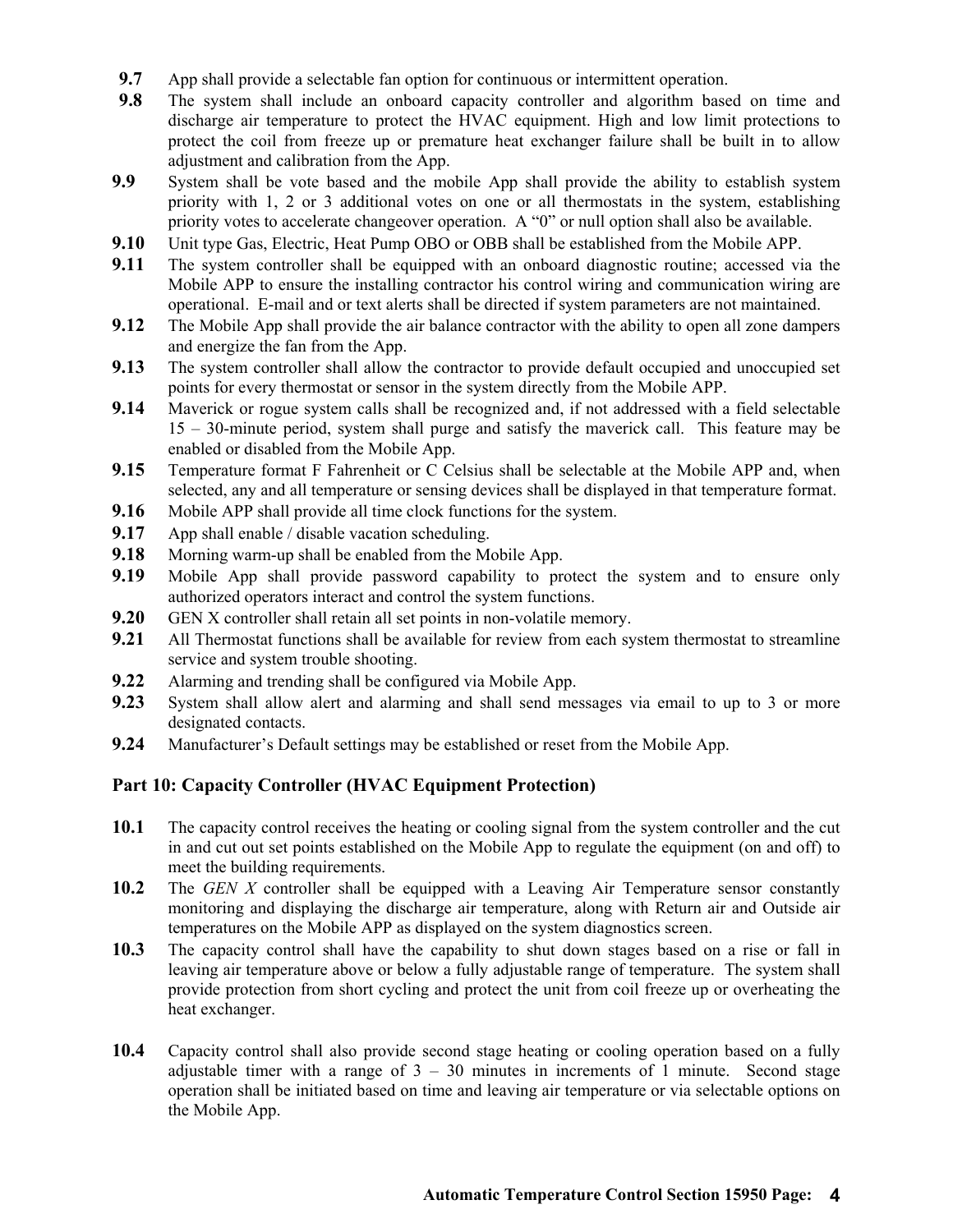**9.7** App shall provide a selectable fan option for continuous or intermittent operation.

**9.8** The system shall include an onboard capacity controller and algorithm based on time and discharge air temperature to protect the HVAC equipment. High and low limit protections to protect the coil from freeze up or premature heat exchanger failure shall be built in to allow adjustment and calibration from the App.

**9.9** System shall be vote based and the mobile App shall provide the ability to establish system priority with 1, 2 or 3 additional votes on one or all thermostats in the system, establishing priority votes to accelerate changeover operation. A "0" or null option shall also be available.

**9.10** Unit type Gas, Electric, Heat Pump OBO or OBB shall be established from the Mobile APP.

**9.11** The system controller shall be equipped with an onboard diagnostic routine; accessed via the Mobile APP to ensure the installing contractor his control wiring and communication wiring are operational. E-mail and or text alerts shall be directed if system parameters are not maintained.

**9.12** The Mobile App shall provide the air balance contractor with the ability to open all zone dampers and energize the fan from the App.

**9.13** The system controller shall allow the contractor to provide default occupied and unoccupied set points for every thermostat or sensor in the system directly from the Mobile APP.

**9.14** Maverick or rogue system calls shall be recognized and, if not addressed with a field selectable 15 – 30-minute period, system shall purge and satisfy the maverick call. This feature may be enabled or disabled from the Mobile App.

**9.15** Temperature format F Fahrenheit or C Celsius shall be selectable at the Mobile APP and, when selected, any and all temperature or sensing devices shall be displayed in that temperature format.

**9.16** Mobile APP shall provide all time clock functions for the system.

**9.17** App shall enable / disable vacation scheduling.

**9.18** Morning warm-up shall be enabled from the Mobile App.

**9.19** Mobile App shall provide password capability to protect the system and to ensure only authorized operators interact and control the system functions.

**9.20** GEN X controller shall retain all set points in non-volatile memory.

**9.21** All Thermostat functions shall be available for review from each system thermostat to streamline service and system trouble shooting.

**9.22** Alarming and trending shall be configured via Mobile App.

**9.23** System shall allow alert and alarming and shall send messages via email to up to 3 or more designated contacts.

**9.24** Manufacturer's Default settings may be established or reset from the Mobile App.

## Part 10: Capacity Controller (HVAC Equipment Protection)

**10.1** The capacity control receives the heating or cooling signal from the system controller and the cut in and cut out set points established on the Mobile App to regulate the equipment (on and off) to meet the building requirements.

**10.2** The *GEN X* controller shall be equipped with a Leaving Air Temperature sensor constantly monitoring and displaying the discharge air temperature, along with Return air and Outside air temperatures on the Mobile APP as displayed on the system diagnostics screen.

**10.3** The capacity control shall have the capability to shut down stages based on a rise or fall in leaving air temperature above or below a fully adjustable range of temperature. The system shall provide protection from short cycling and protect the unit from coil freeze up or overheating the heat exchanger.

**10.4** Capacity control shall also provide second stage heating or cooling operation based on a fully adjustable timer with a range of 3 – 30 minutes in increments of 1 minute. Second stage operation shall be initiated based on time and leaving air temperature or via selectable options on the Mobile App.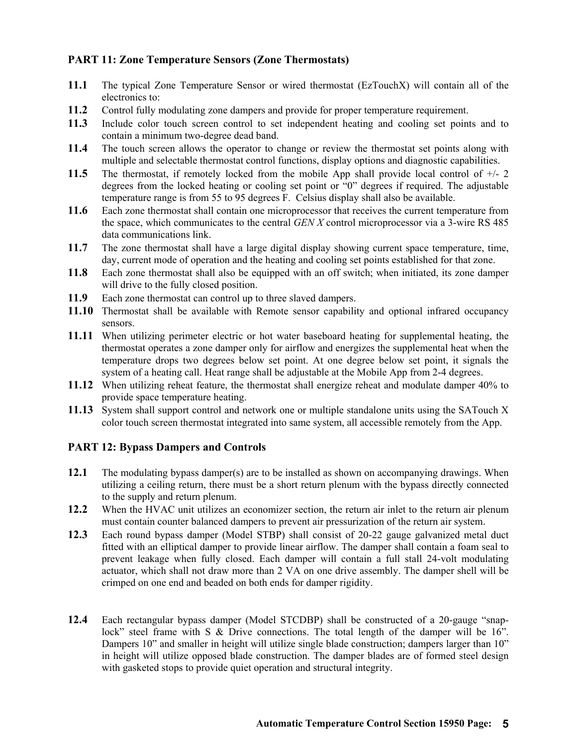### PART 11: Zone Temperature Sensors (Zone Thermostats)

**11.1** The typical Zone Temperature Sensor or wired thermostat (EzTouchX) will contain all of the electronics to:

**11.2** Control fully modulating zone dampers and provide for proper temperature requirement.

**11.3** Include color touch screen control to set independent heating and cooling set points and to contain a minimum two-degree dead band.

**11.4** The touch screen allows the operator to change or review the thermostat set points along with multiple and selectable thermostat control functions, display options and diagnostic capabilities.

**11.5** The thermostat, if remotely locked from the mobile App shall provide local control of +/- 2 degrees from the locked heating or cooling set point or "0" degrees if required. The adjustable temperature range is from 55 to 95 degrees F. Celsius display shall also be available.

**11.6** Each zone thermostat shall contain one microprocessor that receives the current temperature from the space, which communicates to the central *GEN X* control microprocessor via a 3-wire RS 485 data communications link.

**11.7** The zone thermostat shall have a large digital display showing current space temperature, time, day, current mode of operation and the heating and cooling set points established for that zone.

**11.8** Each zone thermostat shall also be equipped with an off switch; when initiated, its zone damper will drive to the fully closed position.

**11.9** Each zone thermostat can control up to three slaved dampers.

**11.10** Thermostat shall be available with Remote sensor capability and optional infrared occupancy sensors.

**11.11** When utilizing perimeter electric or hot water baseboard heating for supplemental heating, the thermostat operates a zone damper only for airflow and energizes the supplemental heat when the temperature drops two degrees below set point. At one degree below set point, it signals the system of a heating call. Heat range shall be adjustable at the Mobile App from 2-4 degrees.

**11.12** When utilizing reheat feature, the thermostat shall energize reheat and modulate damper 40% to provide space temperature heating.

**11.13** System shall support control and network one or multiple standalone units using the SATouch X color touch screen thermostat integrated into same system, all accessible remotely from the App.

### PART 12: Bypass Dampers and Controls

**12.1** The modulating bypass damper(s) are to be installed as shown on accompanying drawings. When utilizing a ceiling return, there must be a short return plenum with the bypass directly connected to the supply and return plenum.

**12.2** When the HVAC unit utilizes an economizer section, the return air inlet to the return air plenum must contain counter balanced dampers to prevent air pressurization of the return air system.

**12.3** Each round bypass damper (Model STBP) shall consist of 20-22 gauge galvanized metal duct fitted with an elliptical damper to provide linear airflow. The damper shall contain a foam seal to prevent leakage when fully closed. Each damper will contain a full stall 24-volt modulating actuator, which shall not draw more than 2 VA on one drive assembly. The damper shell will be crimped on one end and beaded on both ends for damper rigidity.

**12.4** Each rectangular bypass damper (Model STCDBP) shall be constructed of a 20-gauge "snap-lock" steel frame with S & Drive connections. The total length of the damper will be 16". Dampers 10" and smaller in height will utilize single blade construction; dampers larger than 10" in height will utilize opposed blade construction. The damper blades are of formed steel design with gasketed stops to provide quiet operation and structural integrity.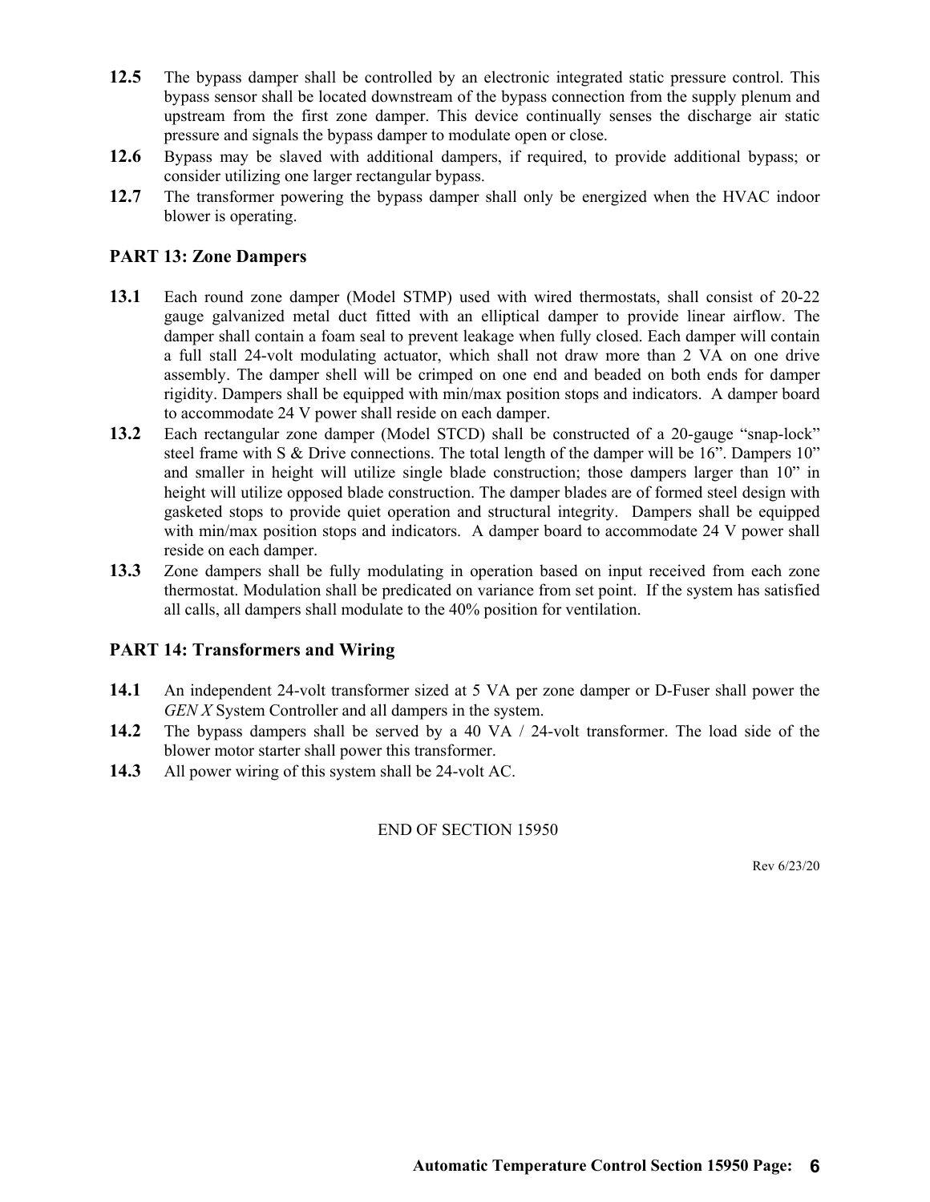**12.5** The bypass damper shall be controlled by an electronic integrated static pressure control. This bypass sensor shall be located downstream of the bypass connection from the supply plenum and upstream from the first zone damper. This device continually senses the discharge air static pressure and signals the bypass damper to modulate open or close.

**12.6** Bypass may be slaved with additional dampers, if required, to provide additional bypass; or consider utilizing one larger rectangular bypass.

**12.7** The transformer powering the bypass damper shall only be energized when the HVAC indoor blower is operating.

## PART 13: Zone Dampers

**13.1** Each round zone damper (Model STMP) used with wired thermostats, shall consist of 20-22 gauge galvanized metal duct fitted with an elliptical damper to provide linear airflow. The damper shall contain a foam seal to prevent leakage when fully closed. Each damper will contain a full stall 24-volt modulating actuator, which shall not draw more than 2 VA on one drive assembly. The damper shell will be crimped on one end and beaded on both ends for damper rigidity. Dampers shall be equipped with min/max position stops and indicators. A damper board to accommodate 24 V power shall reside on each damper.

**13.2** Each rectangular zone damper (Model STCD) shall be constructed of a 20-gauge "snap-lock" steel frame with S & Drive connections. The total length of the damper will be 16". Dampers 10" and smaller in height will utilize single blade construction; those dampers larger than 10" in height will utilize opposed blade construction. The damper blades are of formed steel design with gasketed stops to provide quiet operation and structural integrity. Dampers shall be equipped with min/max position stops and indicators. A damper board to accommodate 24 V power shall reside on each damper.

**13.3** Zone dampers shall be fully modulating in operation based on input received from each zone thermostat. Modulation shall be predicated on variance from set point. If the system has satisfied all calls, all dampers shall modulate to the 40% position for ventilation.

## PART 14: Transformers and Wiring

**14.1** An independent 24-volt transformer sized at 5 VA per zone damper or D-Fuser shall power the *GEN X* System Controller and all dampers in the system.

**14.2** The bypass dampers shall be served by a 40 VA / 24-volt transformer. The load side of the blower motor starter shall power this transformer.

**14.3** All power wiring of this system shall be 24-volt AC.

END OF SECTION 15950

Rev 6/23/20